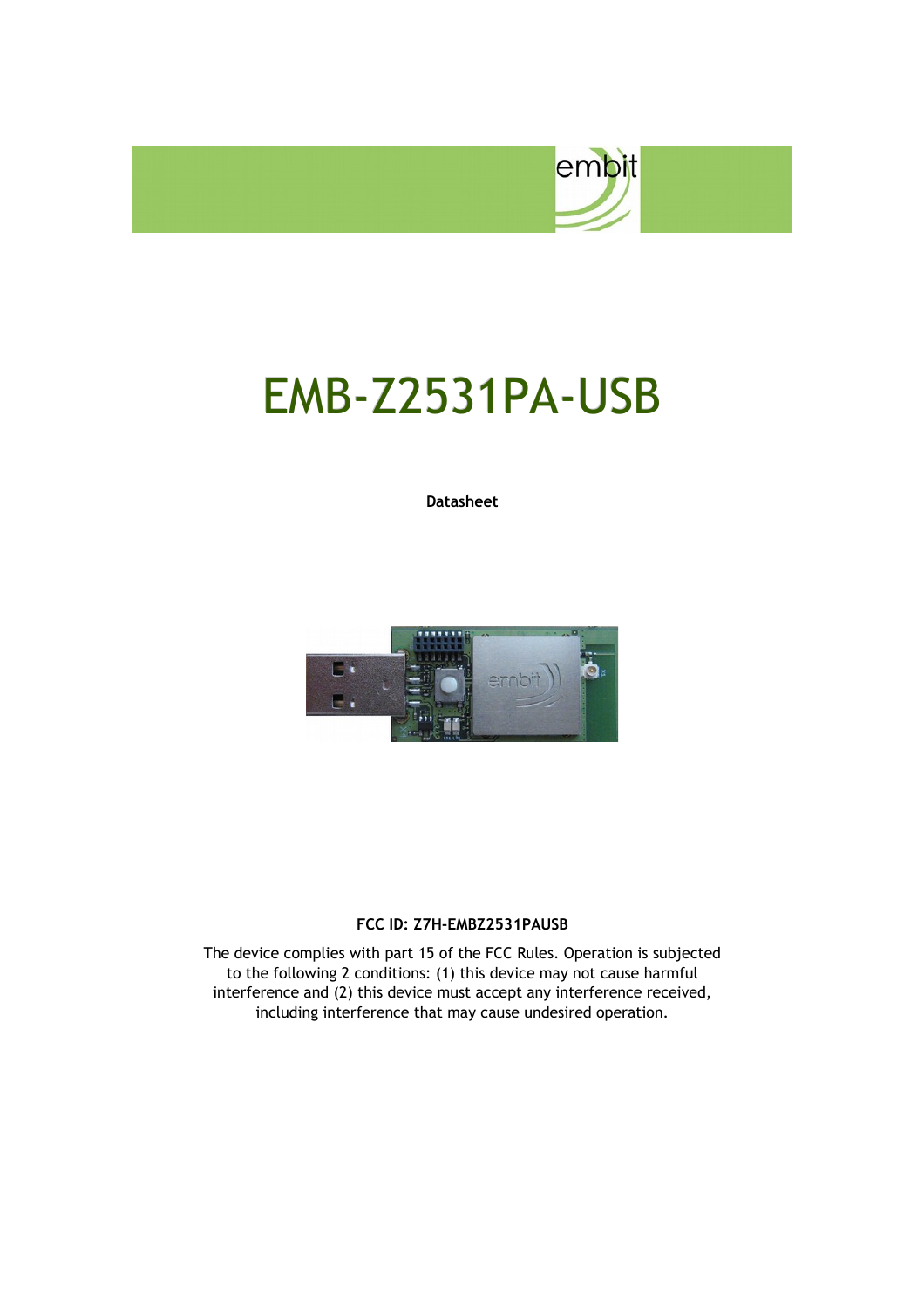# EMB-Z2531PA-USB

**Datasheet**

**FCC ID: Z7H-EMBZ2531PAUSB**

The device complies with part 15 of the FCC Rules. Operation is subjected to the following 2 conditions: (1) this device may not cause harmful interference and (2) this device must accept any interference received, including interference that may cause undesired operation.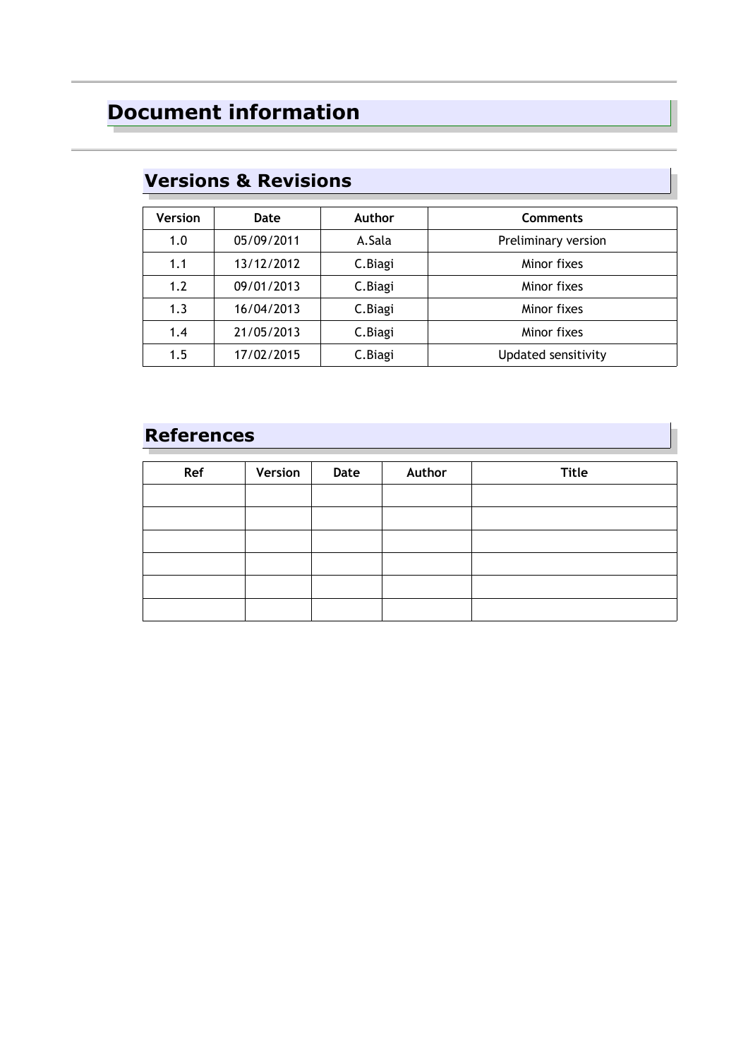# Document information

## Versions & Revisions

| Version | Date | Author | Comments |
|---|---|---|---|
| 1.0 | 05/09/2011 | A.Sala | Preliminary version |
| 1.1 | 13/12/2012 | C.Biagi | Minor fixes |
| 1.2 | 09/01/2013 | C.Biagi | Minor fixes |
| 1.3 | 16/04/2013 | C.Biagi | Minor fixes |
| 1.4 | 21/05/2013 | C.Biagi | Minor fixes |
| 1.5 | 17/02/2015 | C.Biagi | Updated sensitivity |

## References

| Ref | Version | Date | Author | Title |
|---|---|---|---|---|
| | | | | |
| | | | | |
| | | | | |
| | | | | |
| | | | | |
| | | | | |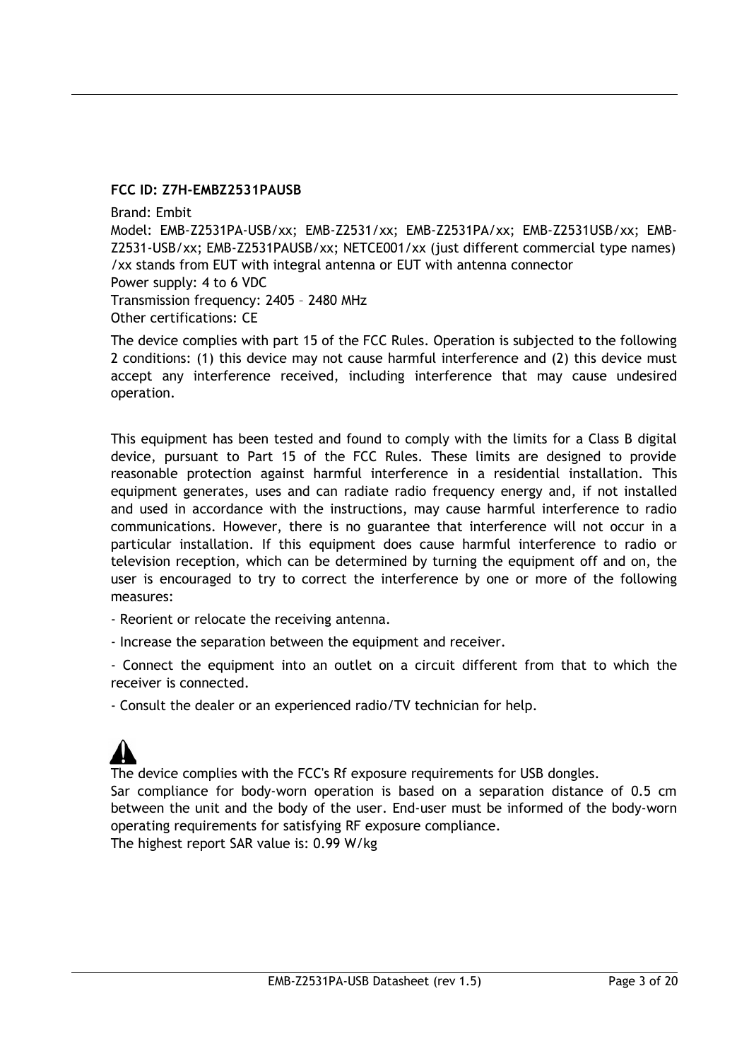**FCC ID: Z7H-EMBZ2531PAUSB**

Brand: Embit
Model: EMB-Z2531PA-USB/xx; EMB-Z2531/xx; EMB-Z2531PA/xx; EMB-Z2531USB/xx; EMB-Z2531-USB/xx; EMB-Z2531PAUSB/xx; NETCE001/xx (just different commercial type names)
/xx stands from EUT with integral antenna or EUT with antenna connector
Power supply: 4 to 6 VDC
Transmission frequency: 2405 – 2480 MHz
Other certifications: CE

The device complies with part 15 of the FCC Rules. Operation is subjected to the following 2 conditions: (1) this device may not cause harmful interference and (2) this device must accept any interference received, including interference that may cause undesired operation.

This equipment has been tested and found to comply with the limits for a Class B digital device, pursuant to Part 15 of the FCC Rules. These limits are designed to provide reasonable protection against harmful interference in a residential installation. This equipment generates, uses and can radiate radio frequency energy and, if not installed and used in accordance with the instructions, may cause harmful interference to radio communications. However, there is no guarantee that interference will not occur in a particular installation. If this equipment does cause harmful interference to radio or television reception, which can be determined by turning the equipment off and on, the user is encouraged to try to correct the interference by one or more of the following measures:

- Reorient or relocate the receiving antenna.
- Increase the separation between the equipment and receiver.
- Connect the equipment into an outlet on a circuit different from that to which the receiver is connected.
- Consult the dealer or an experienced radio/TV technician for help.

⚠

The device complies with the FCC's Rf exposure requirements for USB dongles.
Sar compliance for body-worn operation is based on a separation distance of 0.5 cm between the unit and the body of the user. End-user must be informed of the body-worn operating requirements for satisfying RF exposure compliance.
The highest report SAR value is: 0.99 W/kg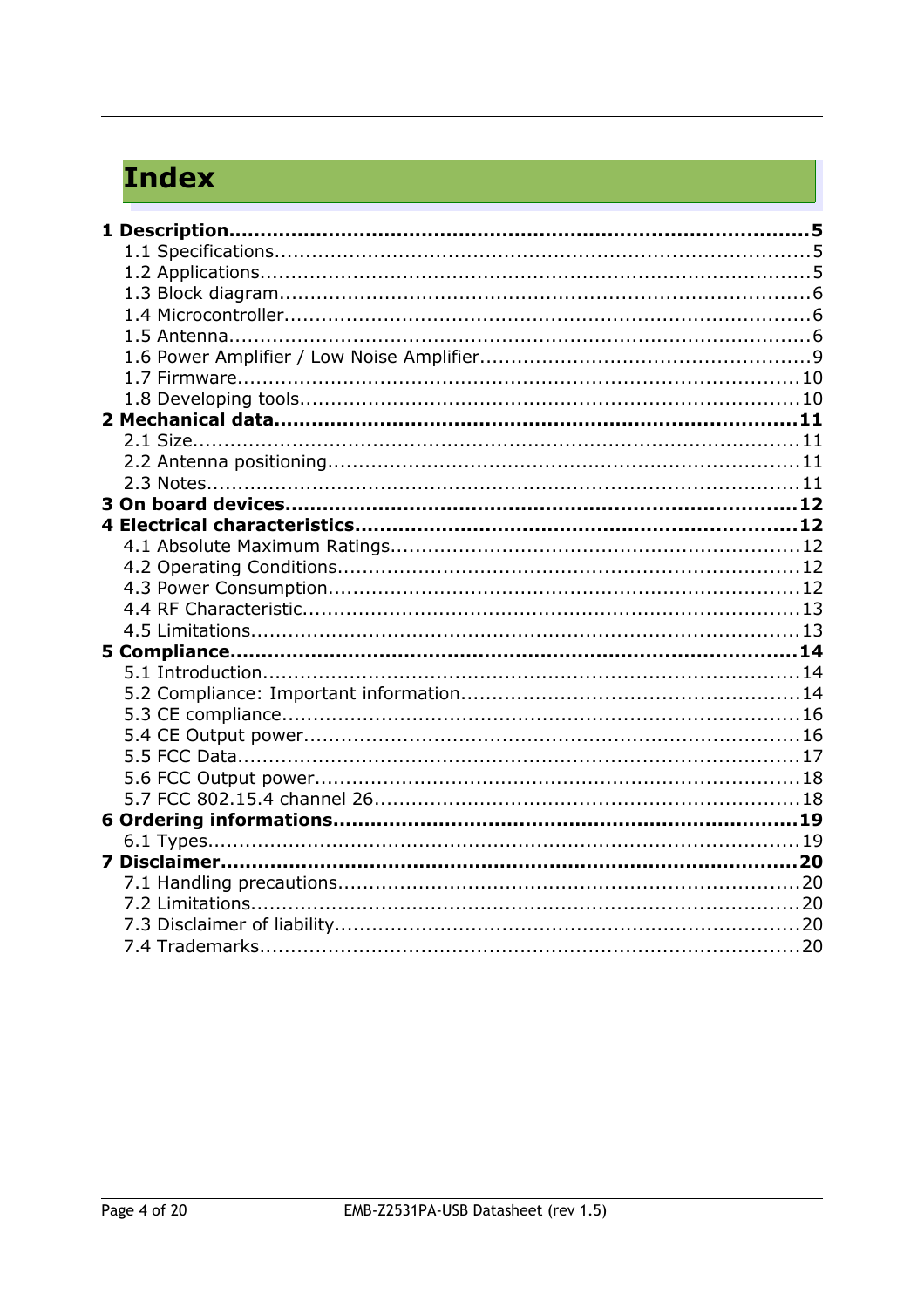# Index

**1 Description.......................................................................................5**
- 1.1 Specifications.....................................................................................5
- 1.2 Applications........................................................................................5
- 1.3 Block diagram......................................................................................6
- 1.4 Microcontroller....................................................................................6
- 1.5 Antenna...............................................................................................6
- 1.6 Power Amplifier / Low Noise Amplifier....................................................9
- 1.7 Firmware...........................................................................................10
- 1.8 Developing tools.................................................................................10

**2 Mechanical data...............................................................................11**
- 2.1 Size..................................................................................................11
- 2.2 Antenna positioning............................................................................11
- 2.3 Notes................................................................................................11

**3 On board devices..............................................................................12**

**4 Electrical characteristics...................................................................12**
- 4.1 Absolute Maximum Ratings..................................................................12
- 4.2 Operating Conditions..........................................................................12
- 4.3 Power Consumption............................................................................12
- 4.4 RF Characteristic................................................................................13
- 4.5 Limitations........................................................................................13

**5 Compliance......................................................................................14**
- 5.1 Introduction.......................................................................................14
- 5.2 Compliance: Important information......................................................14
- 5.3 CE compliance...................................................................................16
- 5.4 CE Output power................................................................................16
- 5.5 FCC Data...........................................................................................17
- 5.6 FCC Output power...............................................................................18
- 5.7 FCC 802.15.4 channel 26.....................................................................18

**6 Ordering informations.......................................................................19**
- 6.1 Types................................................................................................19

**7 Disclaimer........................................................................................20**
- 7.1 Handling precautions..........................................................................20
- 7.2 Limitations........................................................................................20
- 7.3 Disclaimer of liability..........................................................................20
- 7.4 Trademarks.......................................................................................20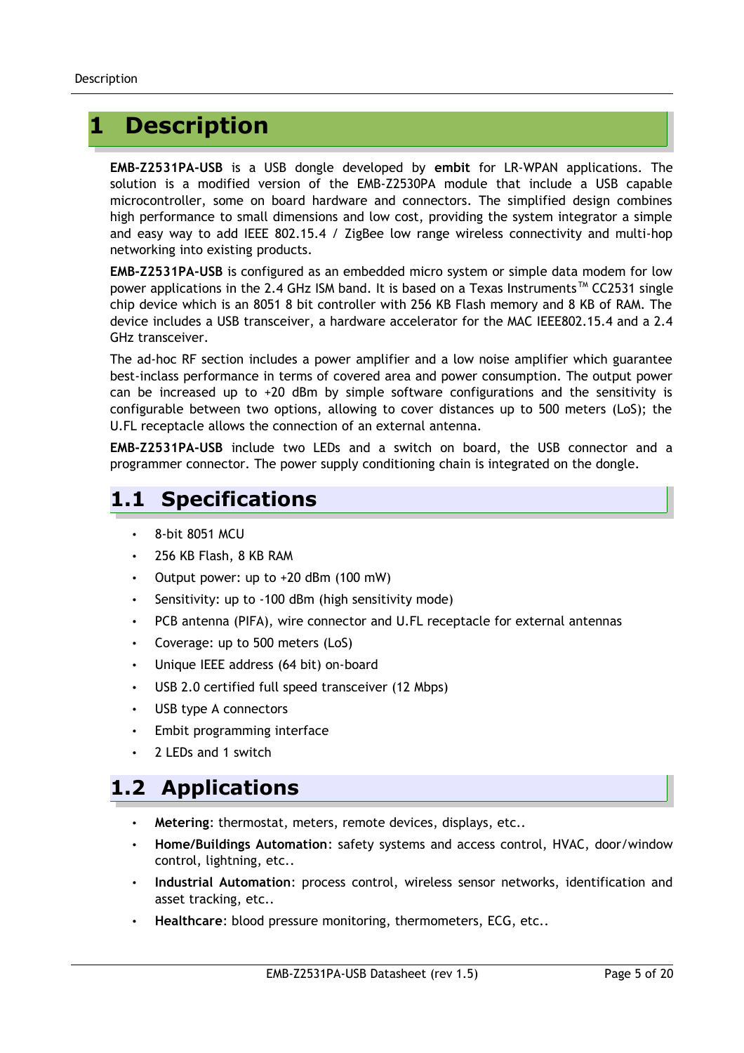# 1 Description

**EMB-Z2531PA-USB** is a USB dongle developed by **embit** for LR-WPAN applications. The solution is a modified version of the EMB-Z2530PA module that include a USB capable microcontroller, some on board hardware and connectors. The simplified design combines high performance to small dimensions and low cost, providing the system integrator a simple and easy way to add IEEE 802.15.4 / ZigBee low range wireless connectivity and multi-hop networking into existing products.

**EMB-Z2531PA-USB** is configured as an embedded micro system or simple data modem for low power applications in the 2.4 GHz ISM band. It is based on a Texas Instruments™ CC2531 single chip device which is an 8051 8 bit controller with 256 KB Flash memory and 8 KB of RAM. The device includes a USB transceiver, a hardware accelerator for the MAC IEEE802.15.4 and a 2.4 GHz transceiver.

The ad-hoc RF section includes a power amplifier and a low noise amplifier which guarantee best-inclass performance in terms of covered area and power consumption. The output power can be increased up to +20 dBm by simple software configurations and the sensitivity is configurable between two options, allowing to cover distances up to 500 meters (LoS); the U.FL receptacle allows the connection of an external antenna.

**EMB-Z2531PA-USB** include two LEDs and a switch on board, the USB connector and a programmer connector. The power supply conditioning chain is integrated on the dongle.

## 1.1 Specifications

- 8-bit 8051 MCU
- 256 KB Flash, 8 KB RAM
- Output power: up to +20 dBm (100 mW)
- Sensitivity: up to -100 dBm (high sensitivity mode)
- PCB antenna (PIFA), wire connector and U.FL receptacle for external antennas
- Coverage: up to 500 meters (LoS)
- Unique IEEE address (64 bit) on-board
- USB 2.0 certified full speed transceiver (12 Mbps)
- USB type A connectors
- Embit programming interface
- 2 LEDs and 1 switch

## 1.2 Applications

- **Metering**: thermostat, meters, remote devices, displays, etc..
- **Home/Buildings Automation**: safety systems and access control, HVAC, door/window control, lightning, etc..
- **Industrial Automation**: process control, wireless sensor networks, identification and asset tracking, etc..
- **Healthcare**: blood pressure monitoring, thermometers, ECG, etc..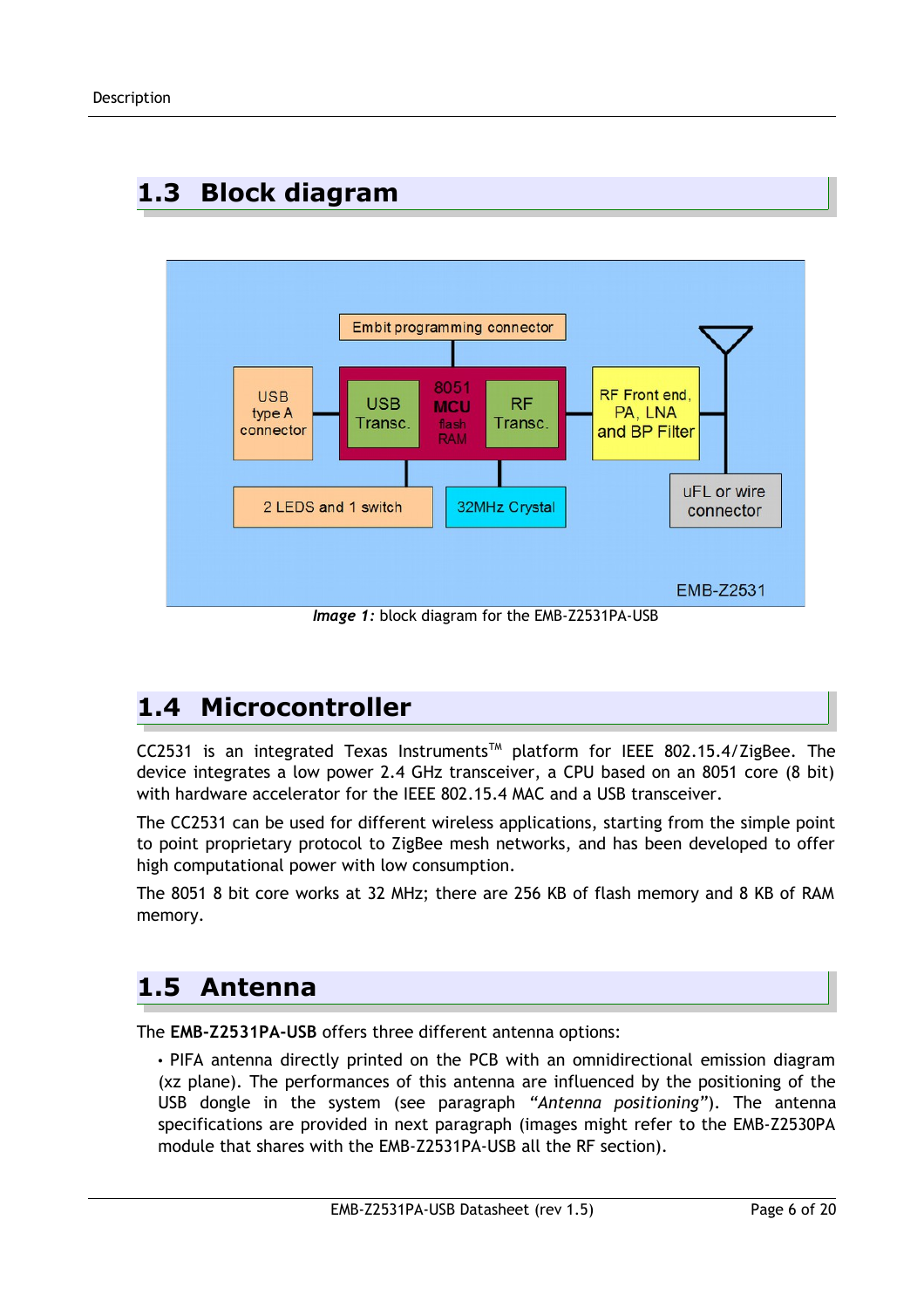## 1.3 Block diagram

*Image 1:* block diagram for the EMB-Z2531PA-USB

## 1.4 Microcontroller

CC2531 is an integrated Texas Instruments™ platform for IEEE 802.15.4/ZigBee. The device integrates a low power 2.4 GHz transceiver, a CPU based on an 8051 core (8 bit) with hardware accelerator for the IEEE 802.15.4 MAC and a USB transceiver.

The CC2531 can be used for different wireless applications, starting from the simple point to point proprietary protocol to ZigBee mesh networks, and has been developed to offer high computational power with low consumption.

The 8051 8 bit core works at 32 MHz; there are 256 KB of flash memory and 8 KB of RAM memory.

## 1.5 Antenna

The **EMB-Z2531PA-USB** offers three different antenna options:

- PIFA antenna directly printed on the PCB with an omnidirectional emission diagram (xz plane). The performances of this antenna are influenced by the positioning of the USB dongle in the system (see paragraph *"Antenna positioning"*). The antenna specifications are provided in next paragraph (images might refer to the EMB-Z2530PA module that shares with the EMB-Z2531PA-USB all the RF section).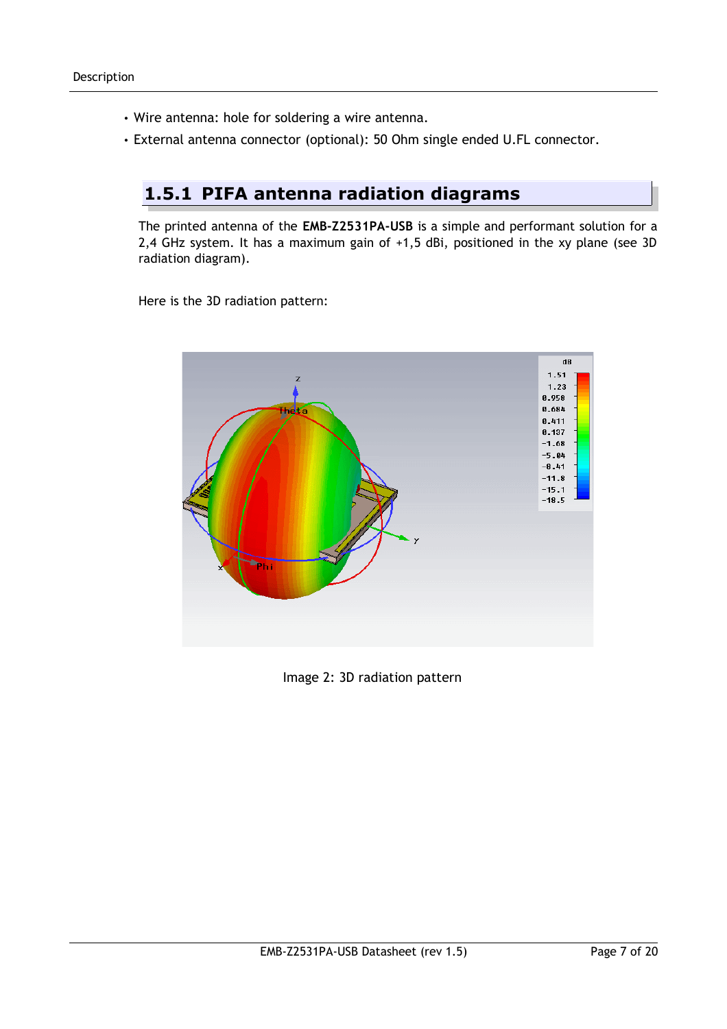- Wire antenna: hole for soldering a wire antenna.
- External antenna connector (optional): 50 Ohm single ended U.FL connector.

### 1.5.1 PIFA antenna radiation diagrams

The printed antenna of the **EMB-Z2531PA-USB** is a simple and performant solution for a 2,4 GHz system. It has a maximum gain of +1,5 dBi, positioned in the xy plane (see 3D radiation diagram).

Here is the 3D radiation pattern:

Image 2: 3D radiation pattern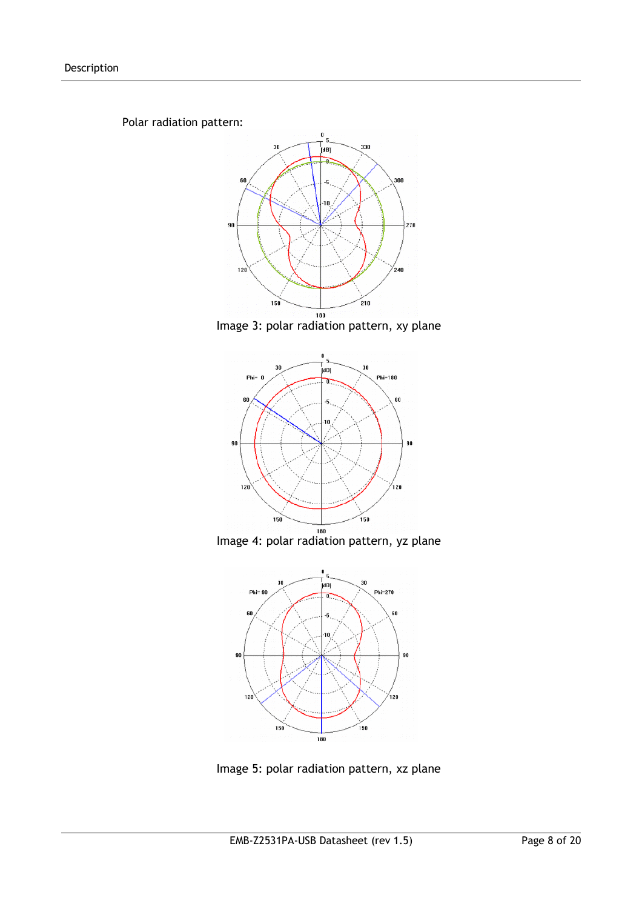Polar radiation pattern:

Image 3: polar radiation pattern, xy plane

Image 4: polar radiation pattern, yz plane

Image 5: polar radiation pattern, xz plane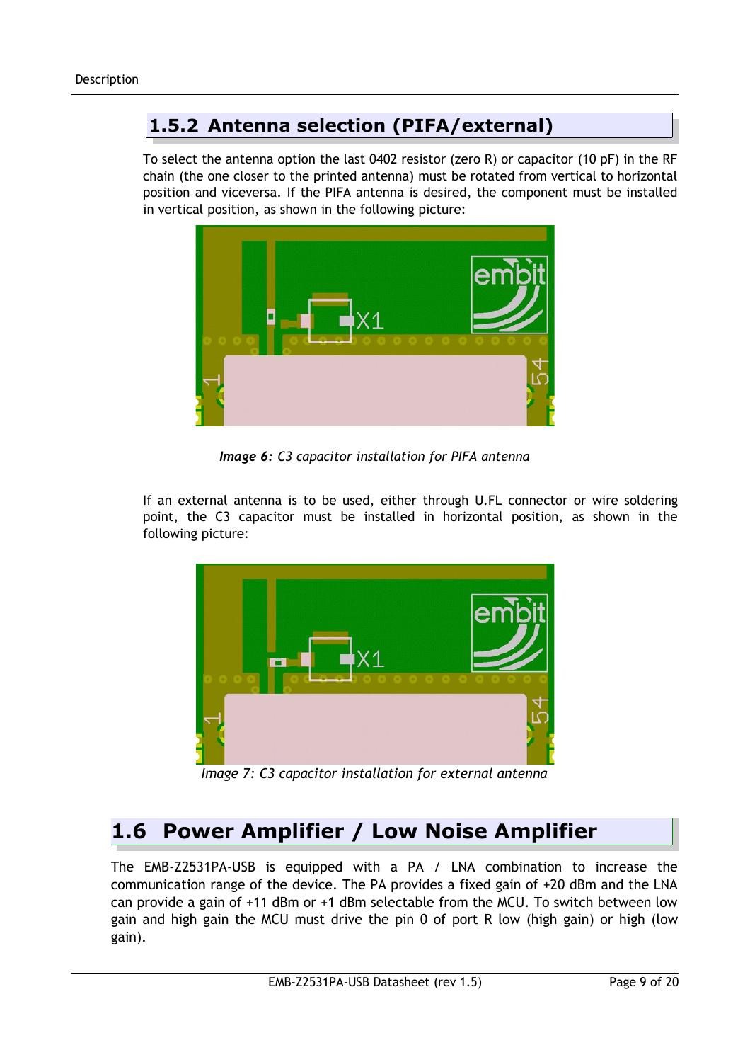### 1.5.2 Antenna selection (PIFA/external)

To select the antenna option the last 0402 resistor (zero R) or capacitor (10 pF) in the RF chain (the one closer to the printed antenna) must be rotated from vertical to horizontal position and viceversa. If the PIFA antenna is desired, the component must be installed in vertical position, as shown in the following picture:

***Image 6**: C3 capacitor installation for PIFA antenna*

If an external antenna is to be used, either through U.FL connector or wire soldering point, the C3 capacitor must be installed in horizontal position, as shown in the following picture:

*Image 7: C3 capacitor installation for external antenna*

## 1.6 Power Amplifier / Low Noise Amplifier

The EMB-Z2531PA-USB is equipped with a PA / LNA combination to increase the communication range of the device. The PA provides a fixed gain of +20 dBm and the LNA can provide a gain of +11 dBm or +1 dBm selectable from the MCU. To switch between low gain and high gain the MCU must drive the pin 0 of port R low (high gain) or high (low gain).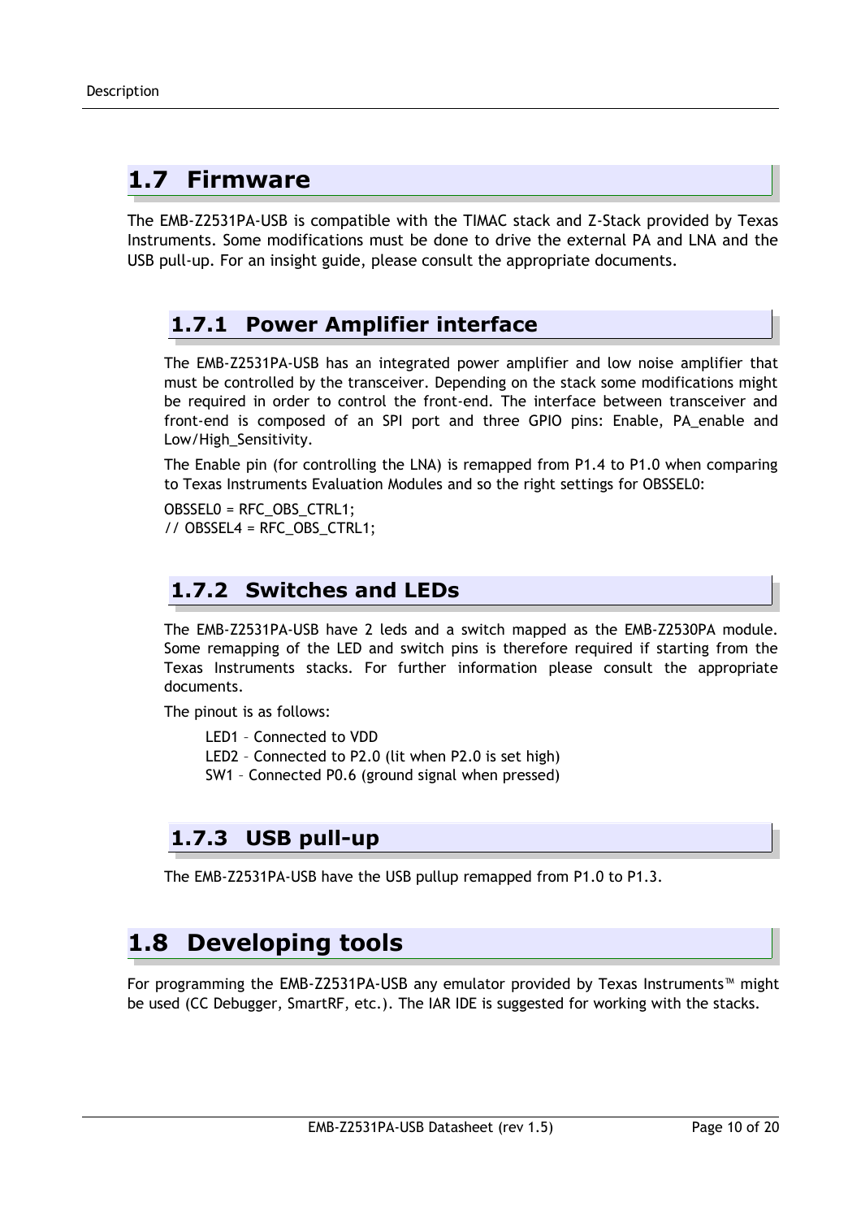## 1.7 Firmware

The EMB-Z2531PA-USB is compatible with the TIMAC stack and Z-Stack provided by Texas Instruments. Some modifications must be done to drive the external PA and LNA and the USB pull-up. For an insight guide, please consult the appropriate documents.

### 1.7.1 Power Amplifier interface

The EMB-Z2531PA-USB has an integrated power amplifier and low noise amplifier that must be controlled by the transceiver. Depending on the stack some modifications might be required in order to control the front-end. The interface between transceiver and front-end is composed of an SPI port and three GPIO pins: Enable, PA_enable and Low/High_Sensitivity.

The Enable pin (for controlling the LNA) is remapped from P1.4 to P1.0 when comparing to Texas Instruments Evaluation Modules and so the right settings for OBSSEL0:

```
OBSSEL0 = RFC_OBS_CTRL1;
// OBSSEL4 = RFC_OBS_CTRL1;
```

### 1.7.2 Switches and LEDs

The EMB-Z2531PA-USB have 2 leds and a switch mapped as the EMB-Z2530PA module. Some remapping of the LED and switch pins is therefore required if starting from the Texas Instruments stacks. For further information please consult the appropriate documents.

The pinout is as follows:

LED1 – Connected to VDD
LED2 – Connected to P2.0 (lit when P2.0 is set high)
SW1 – Connected P0.6 (ground signal when pressed)

### 1.7.3 USB pull-up

The EMB-Z2531PA-USB have the USB pullup remapped from P1.0 to P1.3.

## 1.8 Developing tools

For programming the EMB-Z2531PA-USB any emulator provided by Texas Instruments™ might be used (CC Debugger, SmartRF, etc.). The IAR IDE is suggested for working with the stacks.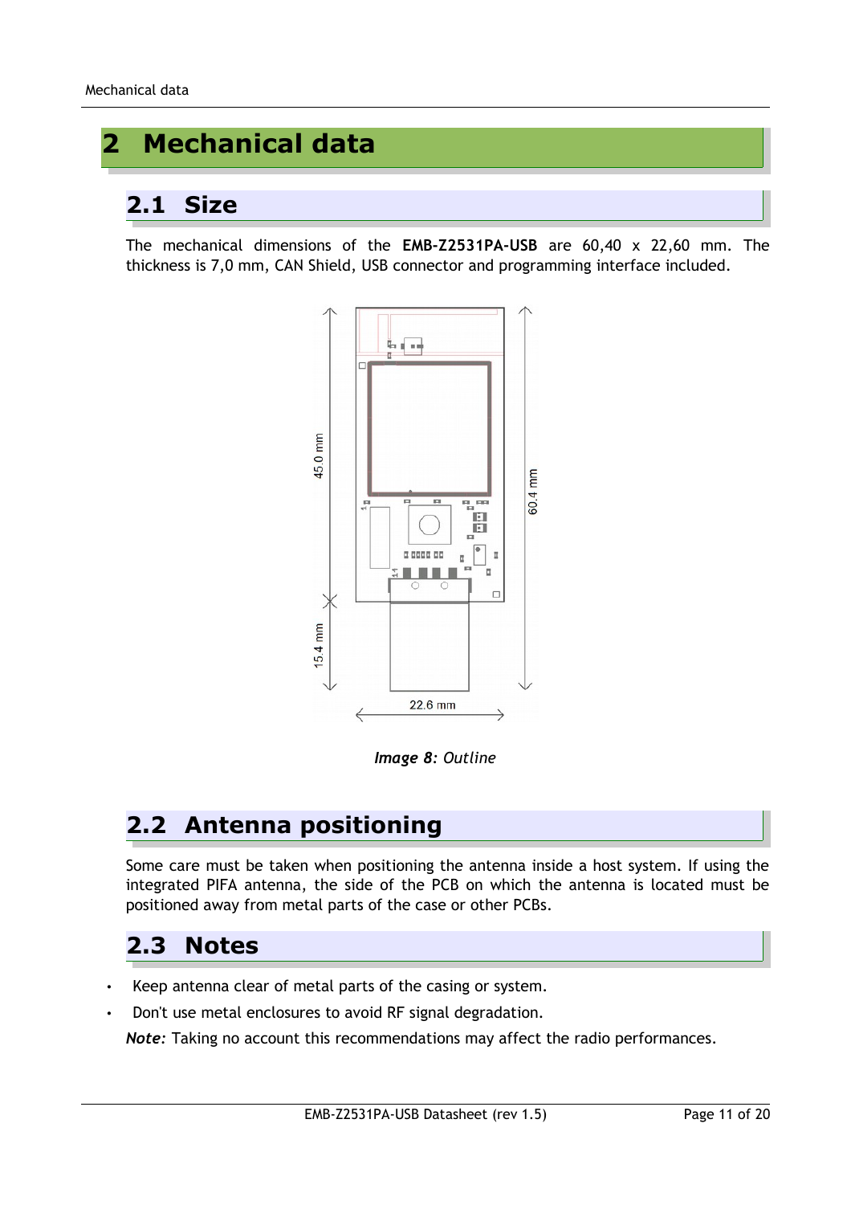# 2 Mechanical data

## 2.1 Size

The mechanical dimensions of the **EMB-Z2531PA-USB** are 60,40 x 22,60 mm. The thickness is 7,0 mm, CAN Shield, USB connector and programming interface included.

***Image 8**: Outline*

## 2.2 Antenna positioning

Some care must be taken when positioning the antenna inside a host system. If using the integrated PIFA antenna, the side of the PCB on which the antenna is located must be positioned away from metal parts of the case or other PCBs.

## 2.3 Notes

- Keep antenna clear of metal parts of the casing or system.
- Don't use metal enclosures to avoid RF signal degradation.

***Note:*** Taking no account this recommendations may affect the radio performances.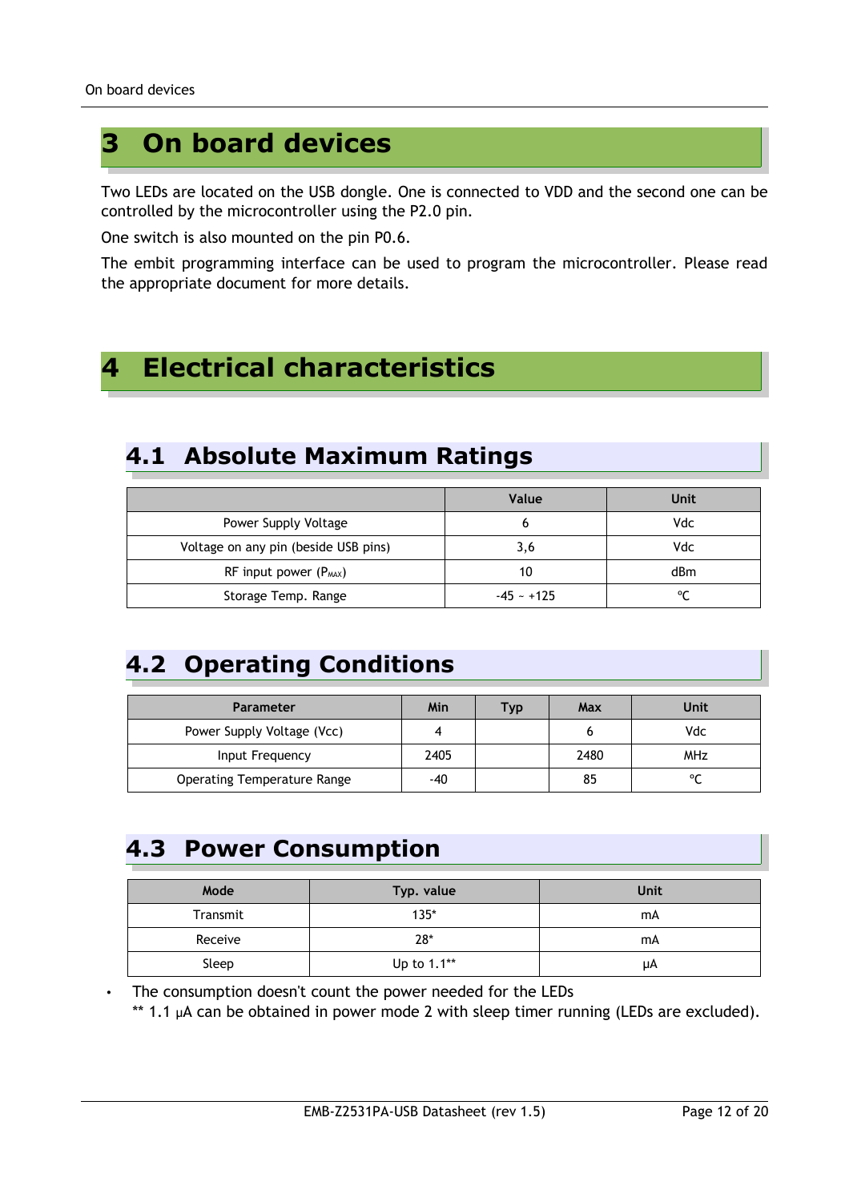# 3 On board devices

Two LEDs are located on the USB dongle. One is connected to VDD and the second one can be controlled by the microcontroller using the P2.0 pin.

One switch is also mounted on the pin P0.6.

The embit programming interface can be used to program the microcontroller. Please read the appropriate document for more details.

# 4 Electrical characteristics

## 4.1 Absolute Maximum Ratings

| | Value | Unit |
|---|---|---|
| Power Supply Voltage | 6 | Vdc |
| Voltage on any pin (beside USB pins) | 3,6 | Vdc |
| RF input power ($P_{MAX}$) | 10 | dBm |
| Storage Temp. Range | -45 ~ +125 | °C |

## 4.2 Operating Conditions

| Parameter | Min | Typ | Max | Unit |
|---|---|---|---|---|
| Power Supply Voltage (Vcc) | 4 | | 6 | Vdc |
| Input Frequency | 2405 | | 2480 | MHz |
| Operating Temperature Range | -40 | | 85 | °C |

## 4.3 Power Consumption

| Mode | Typ. value | Unit |
|---|---|---|
| Transmit | 135* | mA |
| Receive | 28* | mA |
| Sleep | Up to 1.1** | μA |

- The consumption doesn't count the power needed for the LEDs
  ** 1.1 μA can be obtained in power mode 2 with sleep timer running (LEDs are excluded).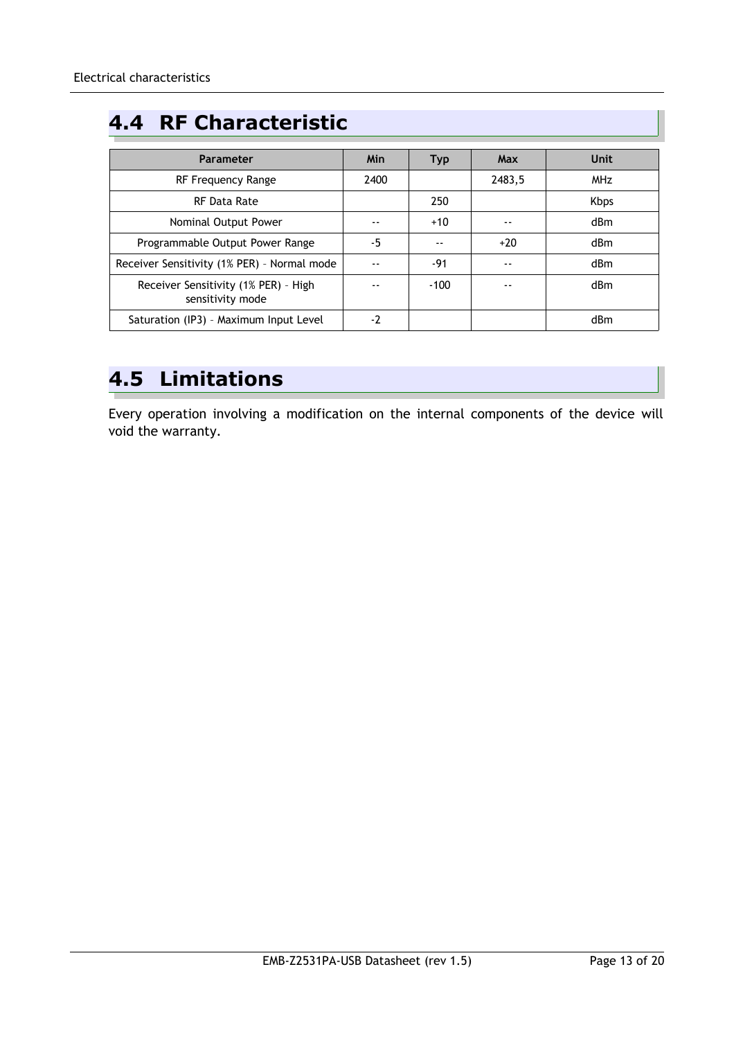## 4.4 RF Characteristic

| Parameter | Min | Typ | Max | Unit |
|---|---|---|---|---|
| RF Frequency Range | 2400 | | 2483,5 | MHz |
| RF Data Rate | | 250 | | Kbps |
| Nominal Output Power | -- | +10 | -- | dBm |
| Programmable Output Power Range | -5 | -- | +20 | dBm |
| Receiver Sensitivity (1% PER) – Normal mode | -- | -91 | -- | dBm |
| Receiver Sensitivity (1% PER) – High sensitivity mode | -- | -100 | -- | dBm |
| Saturation (IP3) – Maximum Input Level | -2 | | | dBm |

## 4.5 Limitations

Every operation involving a modification on the internal components of the device will void the warranty.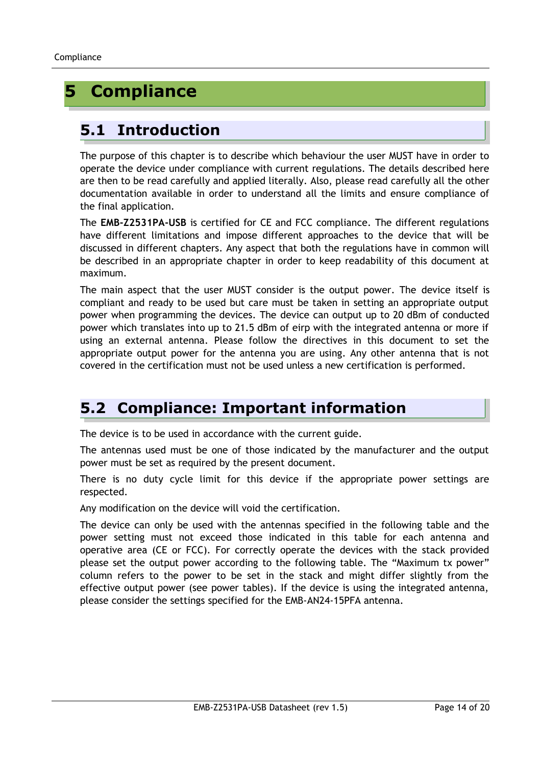# 5 Compliance

## 5.1 Introduction

The purpose of this chapter is to describe which behaviour the user MUST have in order to operate the device under compliance with current regulations. The details described here are then to be read carefully and applied literally. Also, please read carefully all the other documentation available in order to understand all the limits and ensure compliance of the final application.

The **EMB-Z2531PA-USB** is certified for CE and FCC compliance. The different regulations have different limitations and impose different approaches to the device that will be discussed in different chapters. Any aspect that both the regulations have in common will be described in an appropriate chapter in order to keep readability of this document at maximum.

The main aspect that the user MUST consider is the output power. The device itself is compliant and ready to be used but care must be taken in setting an appropriate output power when programming the devices. The device can output up to 20 dBm of conducted power which translates into up to 21.5 dBm of eirp with the integrated antenna or more if using an external antenna. Please follow the directives in this document to set the appropriate output power for the antenna you are using. Any other antenna that is not covered in the certification must not be used unless a new certification is performed.

## 5.2 Compliance: Important information

The device is to be used in accordance with the current guide.

The antennas used must be one of those indicated by the manufacturer and the output power must be set as required by the present document.

There is no duty cycle limit for this device if the appropriate power settings are respected.

Any modification on the device will void the certification.

The device can only be used with the antennas specified in the following table and the power setting must not exceed those indicated in this table for each antenna and operative area (CE or FCC). For correctly operate the devices with the stack provided please set the output power according to the following table. The “Maximum tx power” column refers to the power to be set in the stack and might differ slightly from the effective output power (see power tables). If the device is using the integrated antenna, please consider the settings specified for the EMB-AN24-15PFA antenna.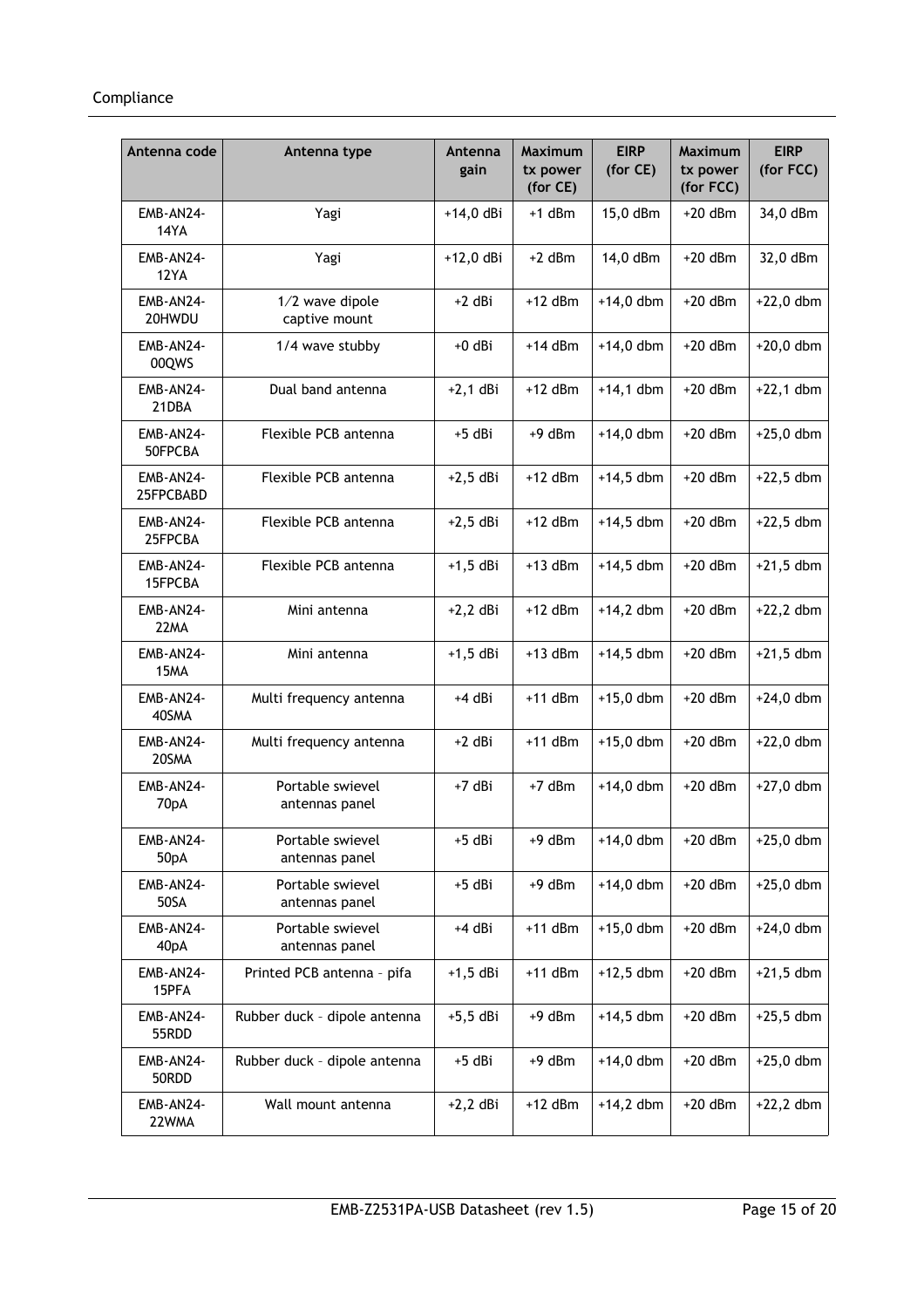| Antenna code | Antenna type | Antenna gain | Maximum tx power (for CE) | EIRP (for CE) | Maximum tx power (for FCC) | EIRP (for FCC) |
|---|---|---|---|---|---|---|
| EMB-AN24-14YA | Yagi | +14,0 dBi | +1 dBm | 15,0 dBm | +20 dBm | 34,0 dBm |
| EMB-AN24-12YA | Yagi | +12,0 dBi | +2 dBm | 14,0 dBm | +20 dBm | 32,0 dBm |
| EMB-AN24-20HWDU | 1/2 wave dipole captive mount | +2 dBi | +12 dBm | +14,0 dbm | +20 dBm | +22,0 dbm |
| EMB-AN24-00QWS | 1/4 wave stubby | +0 dBi | +14 dBm | +14,0 dbm | +20 dBm | +20,0 dbm |
| EMB-AN24-21DBA | Dual band antenna | +2,1 dBi | +12 dBm | +14,1 dbm | +20 dBm | +22,1 dbm |
| EMB-AN24-50FPCBA | Flexible PCB antenna | +5 dBi | +9 dBm | +14,0 dbm | +20 dBm | +25,0 dbm |
| EMB-AN24-25FPCBABD | Flexible PCB antenna | +2,5 dBi | +12 dBm | +14,5 dbm | +20 dBm | +22,5 dbm |
| EMB-AN24-25FPCBA | Flexible PCB antenna | +2,5 dBi | +12 dBm | +14,5 dbm | +20 dBm | +22,5 dbm |
| EMB-AN24-15FPCBA | Flexible PCB antenna | +1,5 dBi | +13 dBm | +14,5 dbm | +20 dBm | +21,5 dbm |
| EMB-AN24-22MA | Mini antenna | +2,2 dBi | +12 dBm | +14,2 dbm | +20 dBm | +22,2 dbm |
| EMB-AN24-15MA | Mini antenna | +1,5 dBi | +13 dBm | +14,5 dbm | +20 dBm | +21,5 dbm |
| EMB-AN24-40SMA | Multi frequency antenna | +4 dBi | +11 dBm | +15,0 dbm | +20 dBm | +24,0 dbm |
| EMB-AN24-20SMA | Multi frequency antenna | +2 dBi | +11 dBm | +15,0 dbm | +20 dBm | +22,0 dbm |
| EMB-AN24-70pA | Portable swievel antennas panel | +7 dBi | +7 dBm | +14,0 dbm | +20 dBm | +27,0 dbm |
| EMB-AN24-50pA | Portable swievel antennas panel | +5 dBi | +9 dBm | +14,0 dbm | +20 dBm | +25,0 dbm |
| EMB-AN24-50SA | Portable swievel antennas panel | +5 dBi | +9 dBm | +14,0 dbm | +20 dBm | +25,0 dbm |
| EMB-AN24-40pA | Portable swievel antennas panel | +4 dBi | +11 dBm | +15,0 dbm | +20 dBm | +24,0 dbm |
| EMB-AN24-15PFA | Printed PCB antenna – pifa | +1,5 dBi | +11 dBm | +12,5 dbm | +20 dBm | +21,5 dbm |
| EMB-AN24-55RDD | Rubber duck – dipole antenna | +5,5 dBi | +9 dBm | +14,5 dbm | +20 dBm | +25,5 dbm |
| EMB-AN24-50RDD | Rubber duck – dipole antenna | +5 dBi | +9 dBm | +14,0 dbm | +20 dBm | +25,0 dbm |
| EMB-AN24-22WMA | Wall mount antenna | +2,2 dBi | +12 dBm | +14,2 dbm | +20 dBm | +22,2 dbm |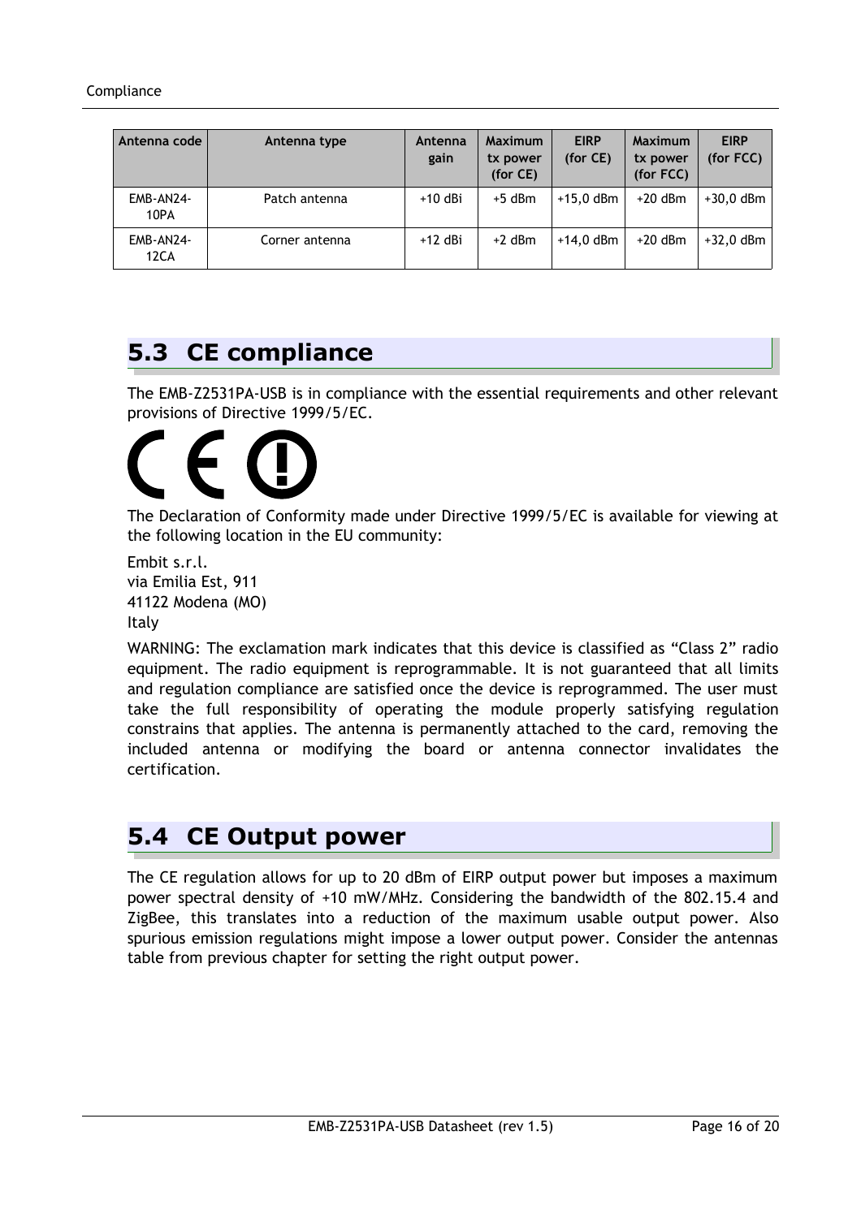| Antenna code | Antenna type | Antenna gain | Maximum tx power (for CE) | EIRP (for CE) | Maximum tx power (for FCC) | EIRP (for FCC) |
|---|---|---|---|---|---|---|
| EMB-AN24-10PA | Patch antenna | +10 dBi | +5 dBm | +15,0 dBm | +20 dBm | +30,0 dBm |
| EMB-AN24-12CA | Corner antenna | +12 dBi | +2 dBm | +14,0 dBm | +20 dBm | +32,0 dBm |

## 5.3 CE compliance

The EMB-Z2531PA-USB is in compliance with the essential requirements and other relevant provisions of Directive 1999/5/EC.

The Declaration of Conformity made under Directive 1999/5/EC is available for viewing at the following location in the EU community:

Embit s.r.l.
via Emilia Est, 911
41122 Modena (MO)
Italy

WARNING: The exclamation mark indicates that this device is classified as "Class 2" radio equipment. The radio equipment is reprogrammable. It is not guaranteed that all limits and regulation compliance are satisfied once the device is reprogrammed. The user must take the full responsibility of operating the module properly satisfying regulation constrains that applies. The antenna is permanently attached to the card, removing the included antenna or modifying the board or antenna connector invalidates the certification.

## 5.4 CE Output power

The CE regulation allows for up to 20 dBm of EIRP output power but imposes a maximum power spectral density of +10 mW/MHz. Considering the bandwidth of the 802.15.4 and ZigBee, this translates into a reduction of the maximum usable output power. Also spurious emission regulations might impose a lower output power. Consider the antennas table from previous chapter for setting the right output power.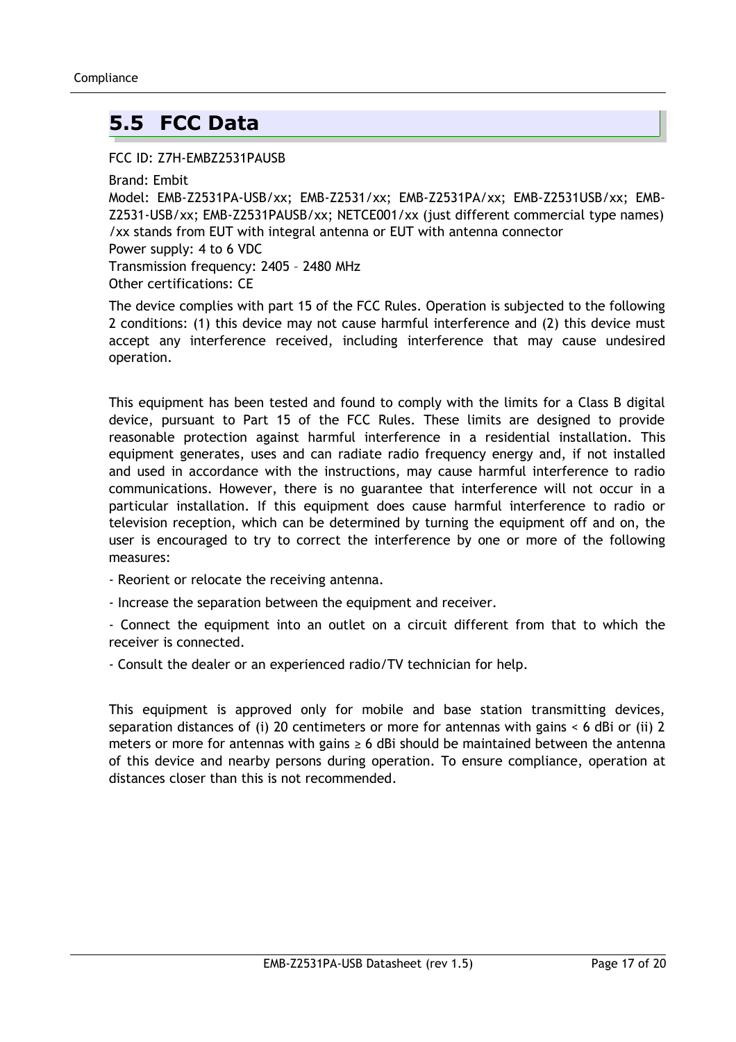## 5.5 FCC Data

FCC ID: Z7H-EMBZ2531PAUSB

Brand: Embit
Model: EMB-Z2531PA-USB/xx; EMB-Z2531/xx; EMB-Z2531PA/xx; EMB-Z2531USB/xx; EMB-Z2531-USB/xx; EMB-Z2531PAUSB/xx; NETCE001/xx (just different commercial type names)
/xx stands from EUT with integral antenna or EUT with antenna connector
Power supply: 4 to 6 VDC
Transmission frequency: 2405 – 2480 MHz
Other certifications: CE

The device complies with part 15 of the FCC Rules. Operation is subjected to the following 2 conditions: (1) this device may not cause harmful interference and (2) this device must accept any interference received, including interference that may cause undesired operation.

This equipment has been tested and found to comply with the limits for a Class B digital device, pursuant to Part 15 of the FCC Rules. These limits are designed to provide reasonable protection against harmful interference in a residential installation. This equipment generates, uses and can radiate radio frequency energy and, if not installed and used in accordance with the instructions, may cause harmful interference to radio communications. However, there is no guarantee that interference will not occur in a particular installation. If this equipment does cause harmful interference to radio or television reception, which can be determined by turning the equipment off and on, the user is encouraged to try to correct the interference by one or more of the following measures:

- Reorient or relocate the receiving antenna.
- Increase the separation between the equipment and receiver.
- Connect the equipment into an outlet on a circuit different from that to which the receiver is connected.
- Consult the dealer or an experienced radio/TV technician for help.

This equipment is approved only for mobile and base station transmitting devices, separation distances of (i) 20 centimeters or more for antennas with gains < 6 dBi or (ii) 2 meters or more for antennas with gains ≥ 6 dBi should be maintained between the antenna of this device and nearby persons during operation. To ensure compliance, operation at distances closer than this is not recommended.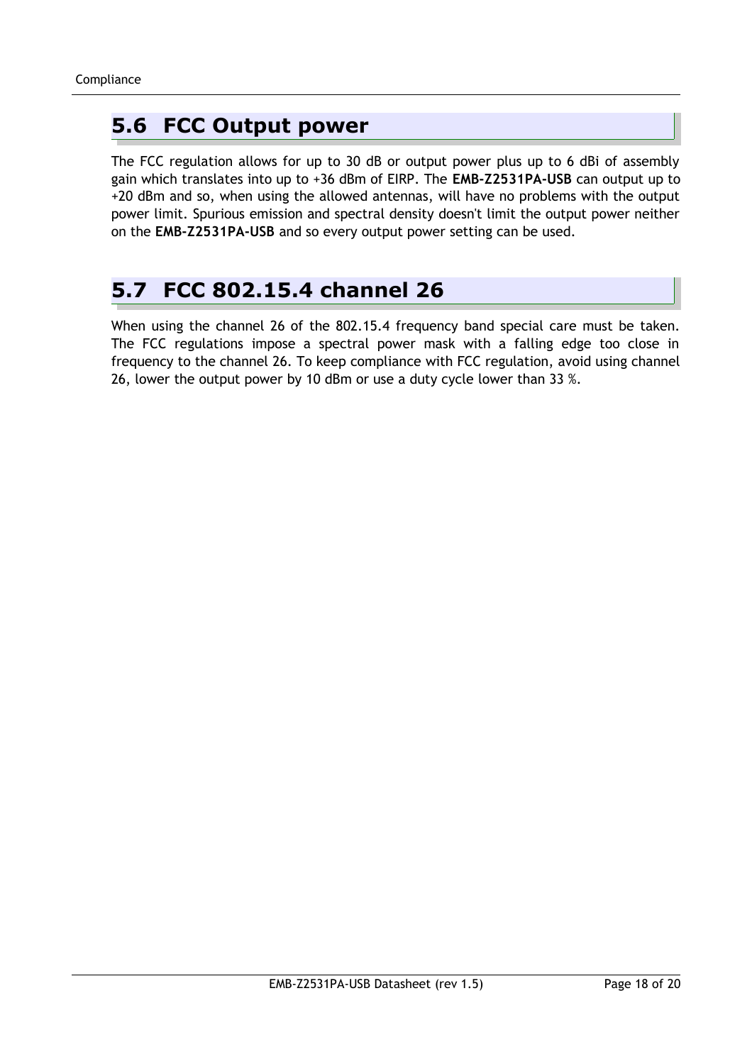## 5.6 FCC Output power

The FCC regulation allows for up to 30 dB or output power plus up to 6 dBi of assembly gain which translates into up to +36 dBm of EIRP. The **EMB-Z2531PA-USB** can output up to +20 dBm and so, when using the allowed antennas, will have no problems with the output power limit. Spurious emission and spectral density doesn't limit the output power neither on the **EMB-Z2531PA-USB** and so every output power setting can be used.

## 5.7 FCC 802.15.4 channel 26

When using the channel 26 of the 802.15.4 frequency band special care must be taken. The FCC regulations impose a spectral power mask with a falling edge too close in frequency to the channel 26. To keep compliance with FCC regulation, avoid using channel 26, lower the output power by 10 dBm or use a duty cycle lower than 33 %.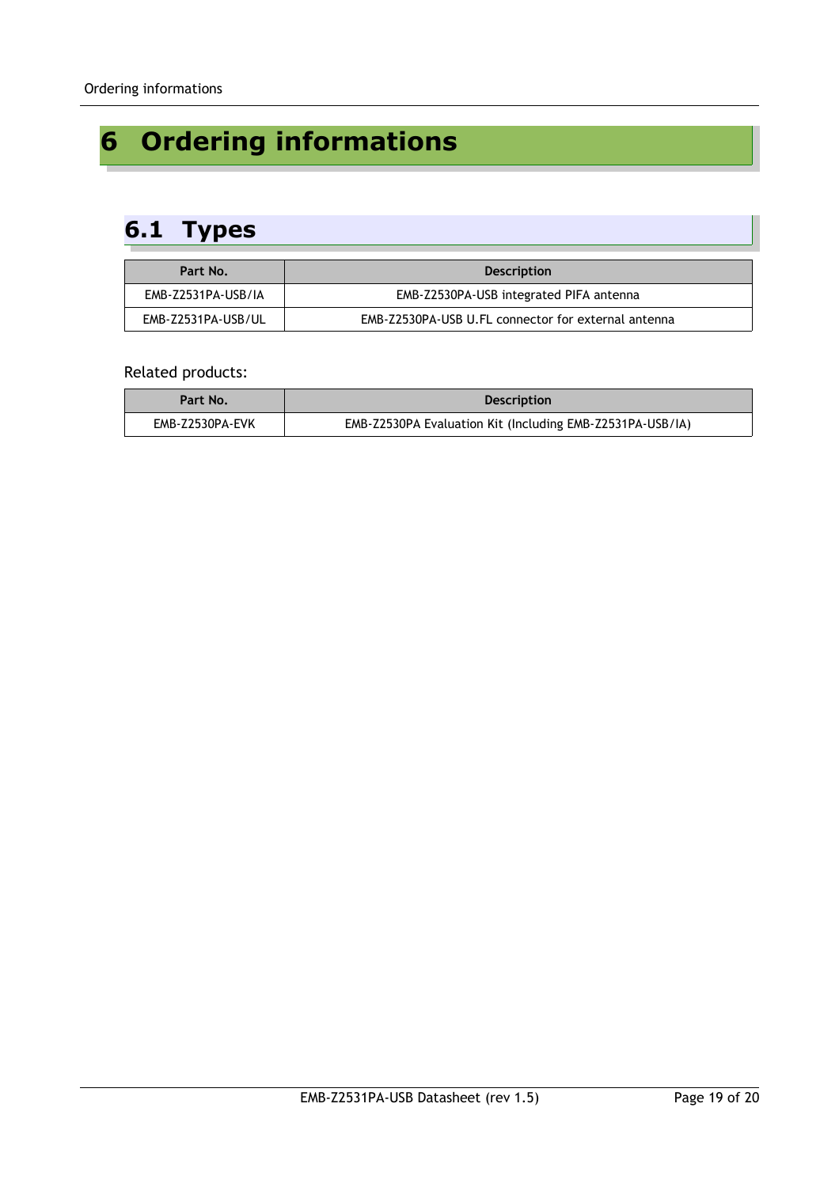# 6 Ordering informations

## 6.1 Types

| Part No. | Description |
| --- | --- |
| EMB-Z2531PA-USB/IA | EMB-Z2530PA-USB integrated PIFA antenna |
| EMB-Z2531PA-USB/UL | EMB-Z2530PA-USB U.FL connector for external antenna |

Related products:

| Part No. | Description |
| --- | --- |
| EMB-Z2530PA-EVK | EMB-Z2530PA Evaluation Kit (Including EMB-Z2531PA-USB/IA) |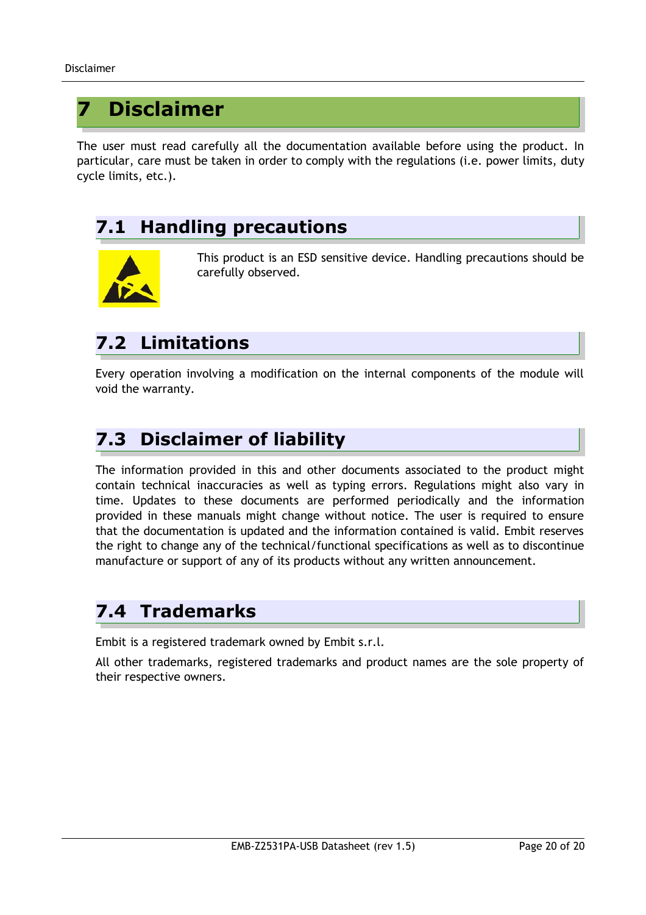# 7 Disclaimer

The user must read carefully all the documentation available before using the product. In particular, care must be taken in order to comply with the regulations (i.e. power limits, duty cycle limits, etc.).

## 7.1 Handling precautions

This product is an ESD sensitive device. Handling precautions should be carefully observed.

## 7.2 Limitations

Every operation involving a modification on the internal components of the module will void the warranty.

## 7.3 Disclaimer of liability

The information provided in this and other documents associated to the product might contain technical inaccuracies as well as typing errors. Regulations might also vary in time. Updates to these documents are performed periodically and the information provided in these manuals might change without notice. The user is required to ensure that the documentation is updated and the information contained is valid. Embit reserves the right to change any of the technical/functional specifications as well as to discontinue manufacture or support of any of its products without any written announcement.

## 7.4 Trademarks

Embit is a registered trademark owned by Embit s.r.l.

All other trademarks, registered trademarks and product names are the sole property of their respective owners.